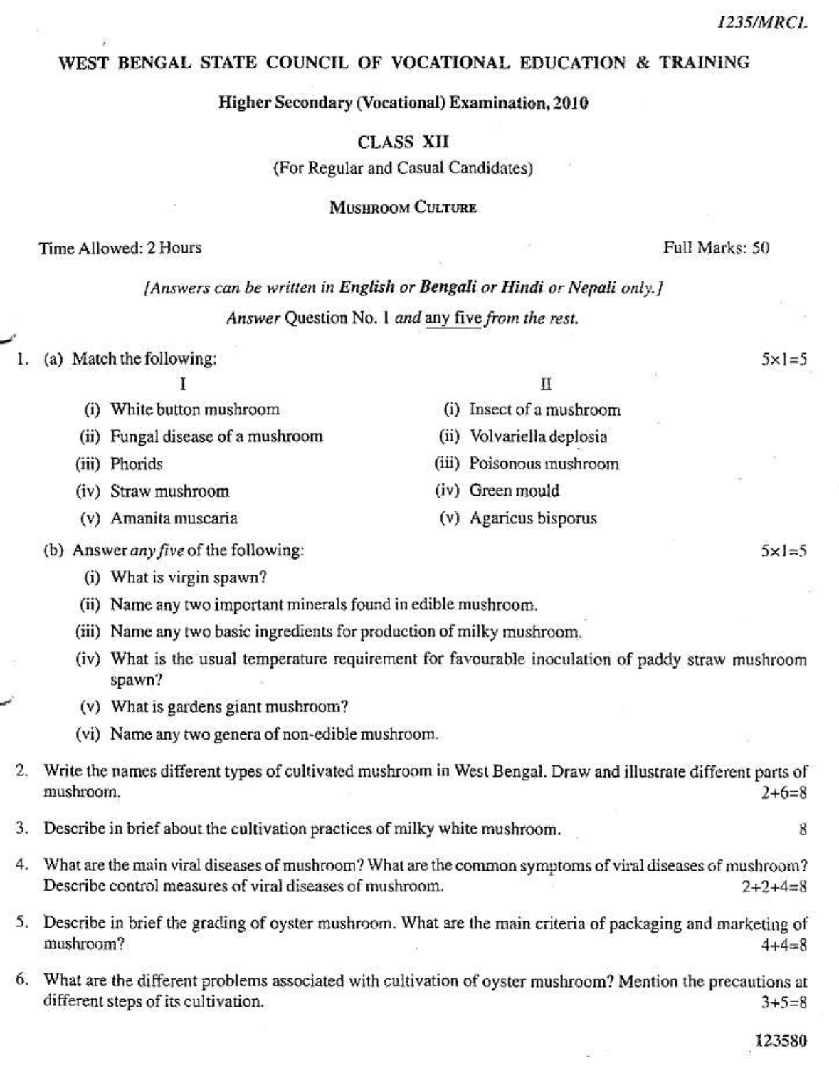1235/MRCL

# WEST BENGAL STATE COUNCIL OF VOCATIONAL EDUCATION & TRAINING

## Higher Secondary (Vocational) Examination, 2010

### CLASS XII

(For Regular and Casual Candidates)

### Mushroom Culture

Time Allowed: 2 Hours — Full Marks: 50

*[Answers can be written in **English** or **Bengali** or **Hindi** or **Nepali** only.]*

*Answer* Question No. 1 *and* any five *from the rest.*

1. (a) Match the following: 5×1=5

| I | II |
|---|---|
| (i) White button mushroom | (i) Insect of a mushroom |
| (ii) Fungal disease of a mushroom | (ii) Volvariella deplosia |
| (iii) Phorids | (iii) Poisonous mushroom |
| (iv) Straw mushroom | (iv) Green mould |
| (v) Amanita muscaria | (v) Agaricus bisporus |

(b) Answer *any five* of the following: 5×1=5

(i) What is virgin spawn?

(ii) Name any two important minerals found in edible mushroom.

(iii) Name any two basic ingredients for production of milky mushroom.

(iv) What is the usual temperature requirement for favourable inoculation of paddy straw mushroom spawn?

(v) What is gardens giant mushroom?

(vi) Name any two genera of non-edible mushroom.

2. Write the names different types of cultivated mushroom in West Bengal. Draw and illustrate different parts of mushroom. 2+6=8

3. Describe in brief about the cultivation practices of milky white mushroom. 8

4. What are the main viral diseases of mushroom? What are the common symptoms of viral diseases of mushroom? Describe control measures of viral diseases of mushroom. 2+2+4=8

5. Describe in brief the grading of oyster mushroom. What are the main criteria of packaging and marketing of mushroom? 4+4=8

6. What are the different problems associated with cultivation of oyster mushroom? Mention the precautions at different steps of its cultivation. 3+5=8

123580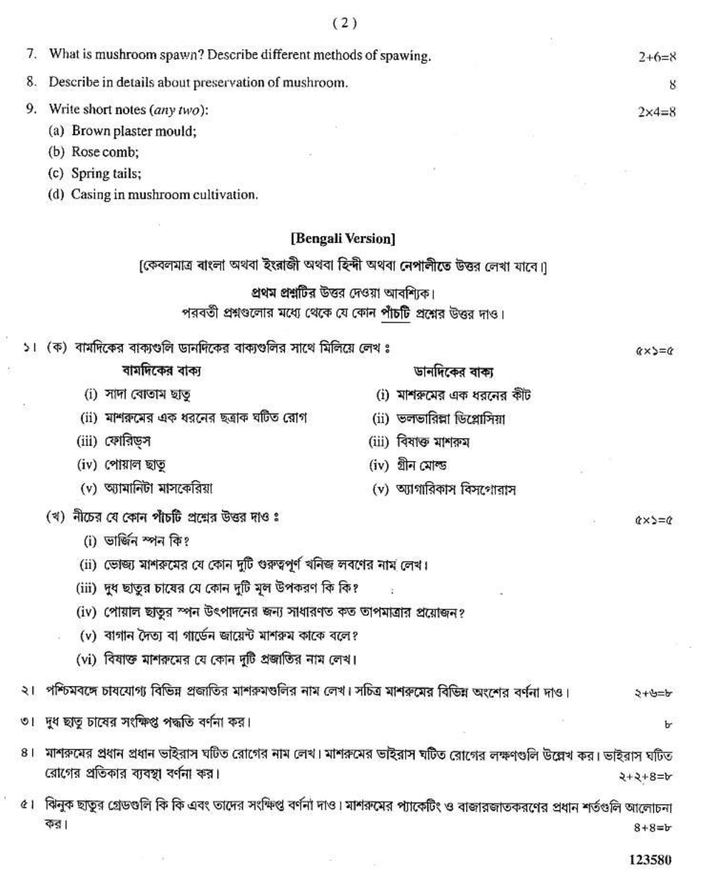7. What is mushroom spawn? Describe different methods of spawing. 2+6=8

8. Describe in details about preservation of mushroom. 8

9. Write short notes (*any two*): 2×4=8

 (a) Brown plaster mould;

 (b) Rose comb;

 (c) Spring tails;

 (d) Casing in mushroom cultivation.

## [Bengali Version]

[কেবলমাত্র বাংলা অথবা ইংরাজী অথবা হিন্দী অথবা নেপালীতে উত্তর লেখা যাবে।]

প্রথম প্রশ্নটির উত্তর দেওয়া আবশ্যিক।

পরবর্তী প্রশ্নগুলোর মধ্যে থেকে যে কোন **পাঁচটি** প্রশ্নের উত্তর দাও।

১। (ক) বামদিকের বাক্যগুলি ডানদিকের বাক্যগুলির সাথে মিলিয়ে লেখ : ৫×১=৫

| বামদিকের বাক্য | ডানদিকের বাক্য |
|---|---|
| (i) সাদা বোতাম ছাতু | (i) মাশরুমের এক ধরনের কীট |
| (ii) মাশরুমের এক ধরনের ছত্রাক ঘটিত রোগ | (ii) ভলভারিল্লা ডিপ্লোসিয়া |
| (iii) ফোরিড্স | (iii) বিষাক্ত মাশরুম |
| (iv) পোয়াল ছাতু | (iv) গ্রীন মোল্ড |
| (v) অ্যামানিটা মাসকেরিয়া | (v) অ্যাগারিকাস বিসপোরাস |

(খ) নীচের যে কোন **পাঁচটি** প্রশ্নের উত্তর দাও : ৫×১=৫

 (i) ভার্জিন স্পন কি?

 (ii) ভোজ্য মাশরুমের যে কোন দুটি গুরুত্বপূর্ণ খনিজ লবণের নাম লেখ।

 (iii) দুধ ছাতুর চাষের যে কোন দুটি মূল উপকরণ কি কি?

 (iv) পোয়াল ছাতুর স্পন উৎপাদনের জন্য সাধারণত কত তাপমাত্রার প্রয়োজন?

 (v) বাগান দৈত্য বা গার্ডেন জায়েন্ট মাশরুম কাকে বলে?

 (vi) বিষাক্ত মাশরুমের যে কোন দুটি প্রজাতির নাম লেখ।

২। পশ্চিমবঙ্গে চাষযোগ্য বিভিন্ন প্রজাতির মাশরুমগুলির নাম লেখ। সচিত্র মাশরুমের বিভিন্ন অংশের বর্ণনা দাও। ২+৬=৮

৩। দুধ ছাতু চাষের সংক্ষিপ্ত পদ্ধতি বর্ণনা কর। ৮

৪। মাশরুমের প্রধান প্রধান ভাইরাস ঘটিত রোগের নাম লেখ। মাশরুমের ভাইরাস ঘটিত রোগের লক্ষণগুলি উল্লেখ কর। ভাইরাস ঘটিত রোগের প্রতিকার ব্যবস্থা বর্ণনা কর। ২+২+৪=৮

৫। ঝিনুক ছাতুর গ্রেডগুলি কি কি এবং তাদের সংক্ষিপ্ত বর্ণনা দাও। মাশরুমের প্যাকেটিং ও বাজারজাতকরণের প্রধান শর্তগুলি আলোচনা কর। ৪+৪=৮

123580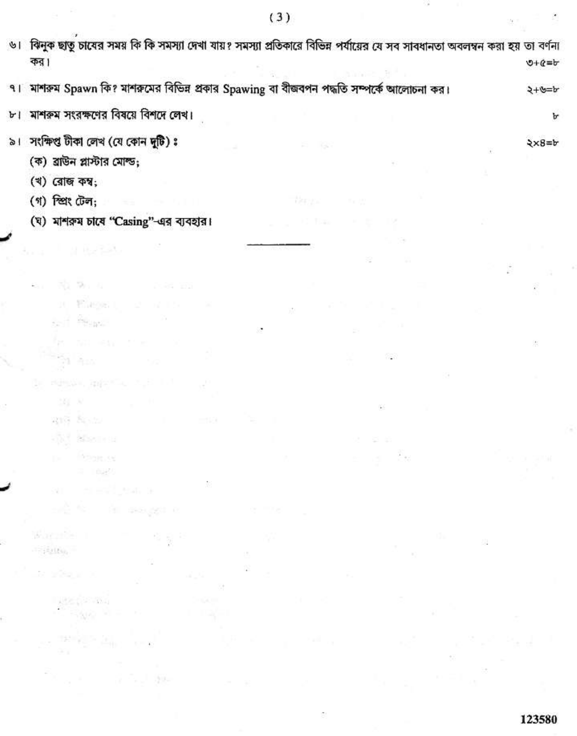৬। ঝিনুক ছাতু চাষের সময় কি কি সমস্যা দেখা যায়? সমস্যা প্রতিকারে বিভিন্ন পর্যায়ের যে সব সাবধানতা অবলম্বন করা হয় তা বর্ণনা কর। ৩+৫=৮

৭। মাশরুম Spawn কি? মাশরুমের বিভিন্ন প্রকার Spawing বা বীজবপন পদ্ধতি সম্পর্কে আলোচনা কর। ২+৬=৮

৮। মাশরুম সংরক্ষণের বিষয়ে বিশদে লেখ। ৮

৯। সংক্ষিপ্ত টীকা লেখ (যে কোন দুটি) : ২×৪=৮

(ক) ব্রাউন প্লাস্টার মোল্ড;

(খ) রোজ কম্ব;

(গ) স্প্রিং টেল;

(ঘ) মাশরুম চাষে "Casing"-এর ব্যবহার।

---